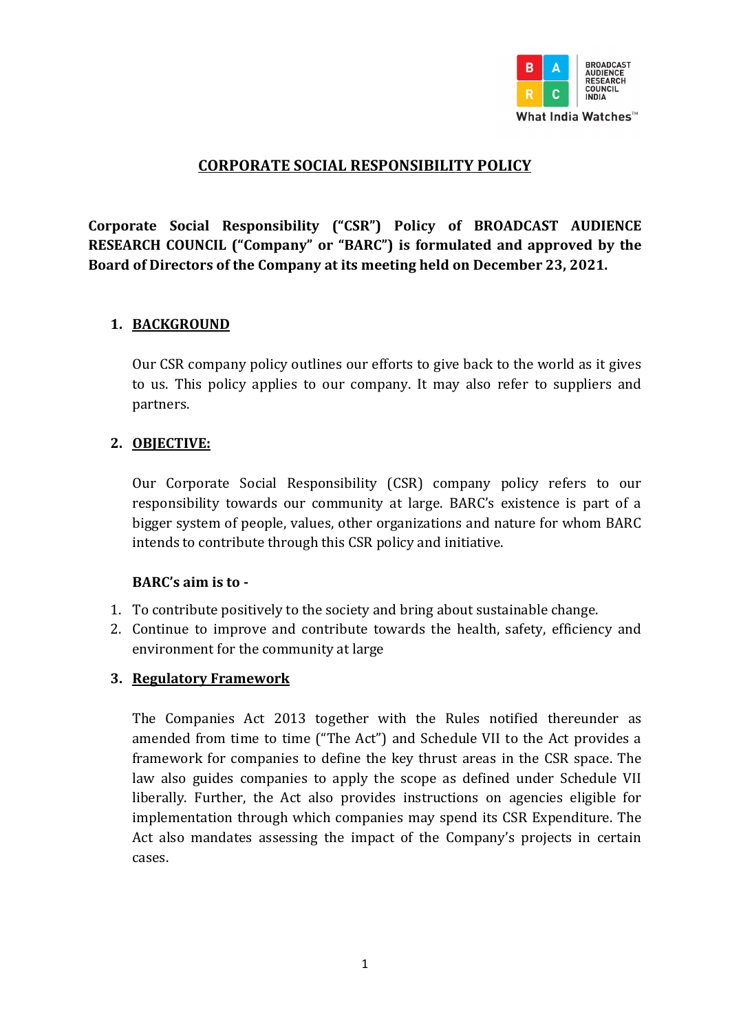## CORPORATE SOCIAL RESPONSIBILITY POLICY

**Corporate Social Responsibility ("CSR") Policy of BROADCAST AUDIENCE RESEARCH COUNCIL ("Company" or "BARC") is formulated and approved by the Board of Directors of the Company at its meeting held on December 23, 2021.**

### 1. BACKGROUND

Our CSR company policy outlines our efforts to give back to the world as it gives to us. This policy applies to our company. It may also refer to suppliers and partners.

### 2. OBJECTIVE:

Our Corporate Social Responsibility (CSR) company policy refers to our responsibility towards our community at large. BARC's existence is part of a bigger system of people, values, other organizations and nature for whom BARC intends to contribute through this CSR policy and initiative.

**BARC's aim is to -**

1. To contribute positively to the society and bring about sustainable change.
2. Continue to improve and contribute towards the health, safety, efficiency and environment for the community at large

### 3. Regulatory Framework

The Companies Act 2013 together with the Rules notified thereunder as amended from time to time ("The Act") and Schedule VII to the Act provides a framework for companies to define the key thrust areas in the CSR space. The law also guides companies to apply the scope as defined under Schedule VII liberally. Further, the Act also provides instructions on agencies eligible for implementation through which companies may spend its CSR Expenditure. The Act also mandates assessing the impact of the Company's projects in certain cases.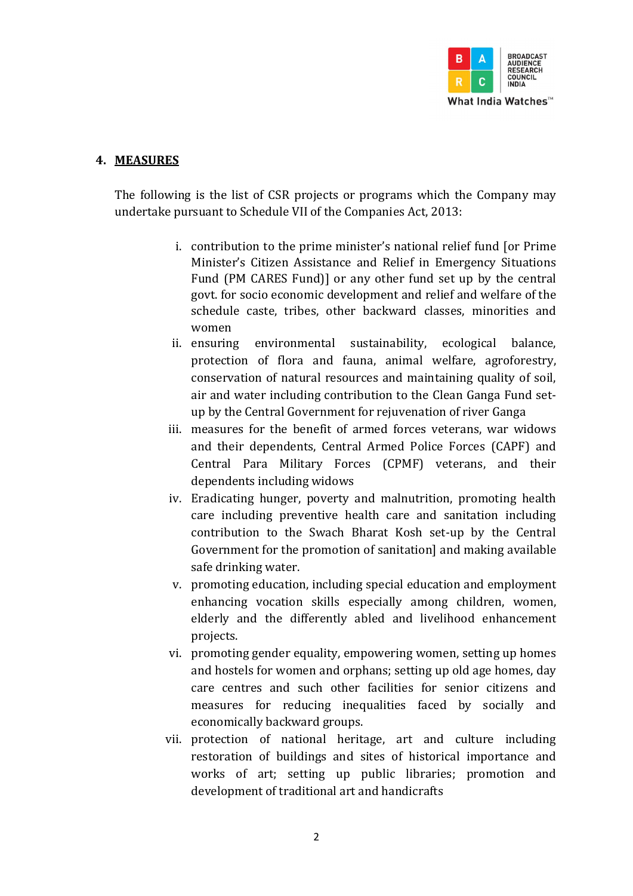## 4. MEASURES

The following is the list of CSR projects or programs which the Company may undertake pursuant to Schedule VII of the Companies Act, 2013:

i. contribution to the prime minister's national relief fund [or Prime Minister's Citizen Assistance and Relief in Emergency Situations Fund (PM CARES Fund)] or any other fund set up by the central govt. for socio economic development and relief and welfare of the schedule caste, tribes, other backward classes, minorities and women

ii. ensuring environmental sustainability, ecological balance, protection of flora and fauna, animal welfare, agroforestry, conservation of natural resources and maintaining quality of soil, air and water including contribution to the Clean Ganga Fund set-up by the Central Government for rejuvenation of river Ganga

iii. measures for the benefit of armed forces veterans, war widows and their dependents, Central Armed Police Forces (CAPF) and Central Para Military Forces (CPMF) veterans, and their dependents including widows

iv. Eradicating hunger, poverty and malnutrition, promoting health care including preventive health care and sanitation including contribution to the Swach Bharat Kosh set-up by the Central Government for the promotion of sanitation] and making available safe drinking water.

v. promoting education, including special education and employment enhancing vocation skills especially among children, women, elderly and the differently abled and livelihood enhancement projects.

vi. promoting gender equality, empowering women, setting up homes and hostels for women and orphans; setting up old age homes, day care centres and such other facilities for senior citizens and measures for reducing inequalities faced by socially and economically backward groups.

vii. protection of national heritage, art and culture including restoration of buildings and sites of historical importance and works of art; setting up public libraries; promotion and development of traditional art and handicrafts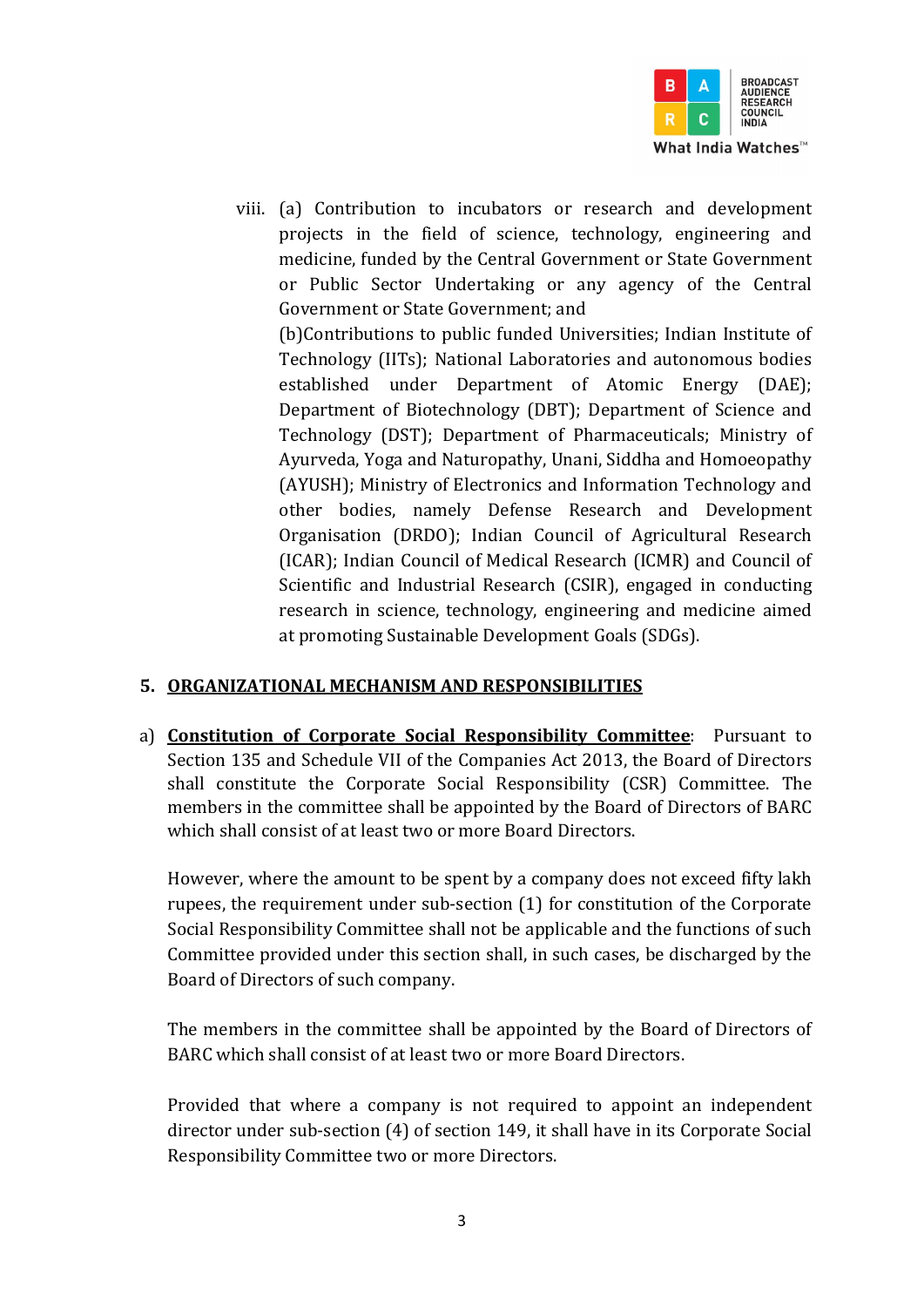viii. (a) Contribution to incubators or research and development projects in the field of science, technology, engineering and medicine, funded by the Central Government or State Government or Public Sector Undertaking or any agency of the Central Government or State Government; and

(b)Contributions to public funded Universities; Indian Institute of Technology (IITs); National Laboratories and autonomous bodies established under Department of Atomic Energy (DAE); Department of Biotechnology (DBT); Department of Science and Technology (DST); Department of Pharmaceuticals; Ministry of Ayurveda, Yoga and Naturopathy, Unani, Siddha and Homoeopathy (AYUSH); Ministry of Electronics and Information Technology and other bodies, namely Defense Research and Development Organisation (DRDO); Indian Council of Agricultural Research (ICAR); Indian Council of Medical Research (ICMR) and Council of Scientific and Industrial Research (CSIR), engaged in conducting research in science, technology, engineering and medicine aimed at promoting Sustainable Development Goals (SDGs).

## 5. ORGANIZATIONAL MECHANISM AND RESPONSIBILITIES

a) **Constitution of Corporate Social Responsibility Committee**: Pursuant to Section 135 and Schedule VII of the Companies Act 2013, the Board of Directors shall constitute the Corporate Social Responsibility (CSR) Committee. The members in the committee shall be appointed by the Board of Directors of BARC which shall consist of at least two or more Board Directors.

However, where the amount to be spent by a company does not exceed fifty lakh rupees, the requirement under sub-section (1) for constitution of the Corporate Social Responsibility Committee shall not be applicable and the functions of such Committee provided under this section shall, in such cases, be discharged by the Board of Directors of such company.

The members in the committee shall be appointed by the Board of Directors of BARC which shall consist of at least two or more Board Directors.

Provided that where a company is not required to appoint an independent director under sub-section (4) of section 149, it shall have in its Corporate Social Responsibility Committee two or more Directors.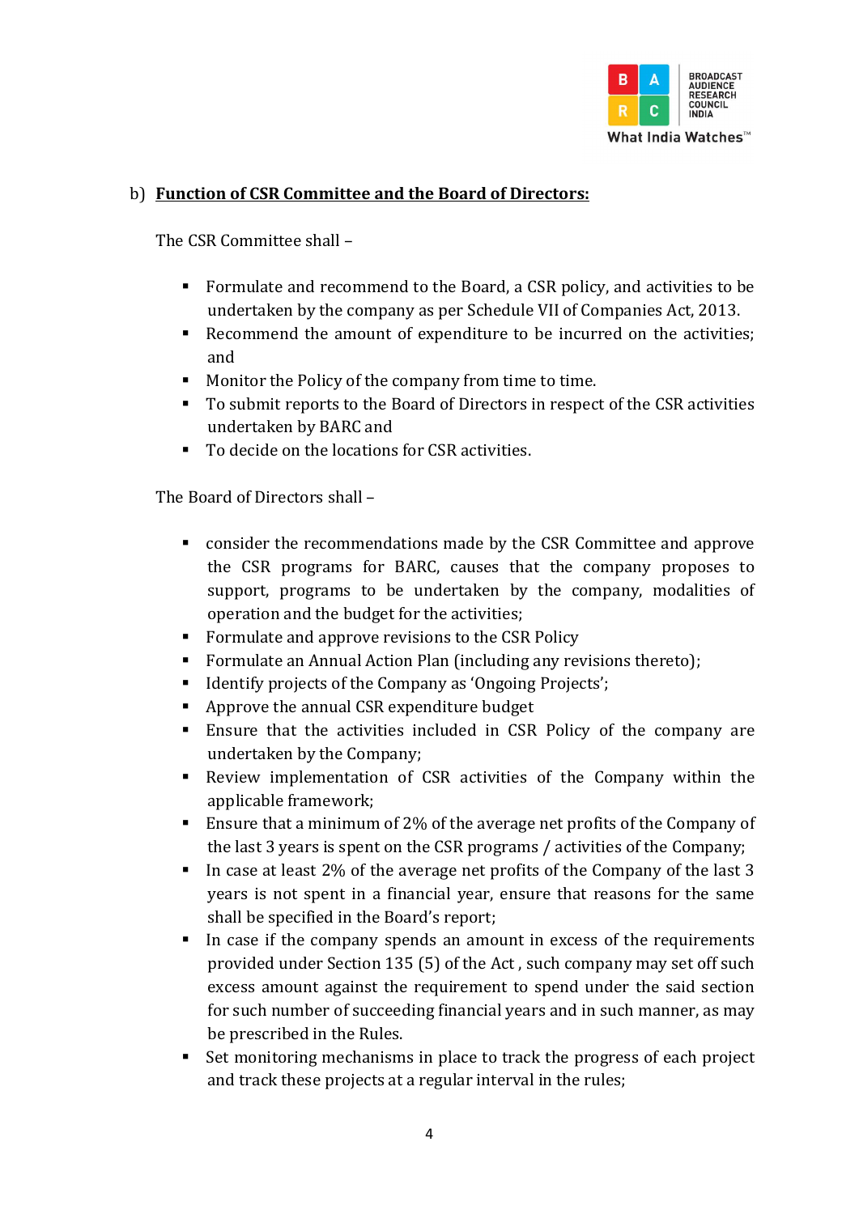b) **<u>Function of CSR Committee and the Board of Directors:</u>**

The CSR Committee shall –

- Formulate and recommend to the Board, a CSR policy, and activities to be undertaken by the company as per Schedule VII of Companies Act, 2013.
- Recommend the amount of expenditure to be incurred on the activities; and
- Monitor the Policy of the company from time to time.
- To submit reports to the Board of Directors in respect of the CSR activities undertaken by BARC and
- To decide on the locations for CSR activities.

The Board of Directors shall –

- consider the recommendations made by the CSR Committee and approve the CSR programs for BARC, causes that the company proposes to support, programs to be undertaken by the company, modalities of operation and the budget for the activities;
- Formulate and approve revisions to the CSR Policy
- Formulate an Annual Action Plan (including any revisions thereto);
- Identify projects of the Company as 'Ongoing Projects';
- Approve the annual CSR expenditure budget
- Ensure that the activities included in CSR Policy of the company are undertaken by the Company;
- Review implementation of CSR activities of the Company within the applicable framework;
- Ensure that a minimum of 2% of the average net profits of the Company of the last 3 years is spent on the CSR programs / activities of the Company;
- In case at least 2% of the average net profits of the Company of the last 3 years is not spent in a financial year, ensure that reasons for the same shall be specified in the Board's report;
- In case if the company spends an amount in excess of the requirements provided under Section 135 (5) of the Act , such company may set off such excess amount against the requirement to spend under the said section for such number of succeeding financial years and in such manner, as may be prescribed in the Rules.
- Set monitoring mechanisms in place to track the progress of each project and track these projects at a regular interval in the rules;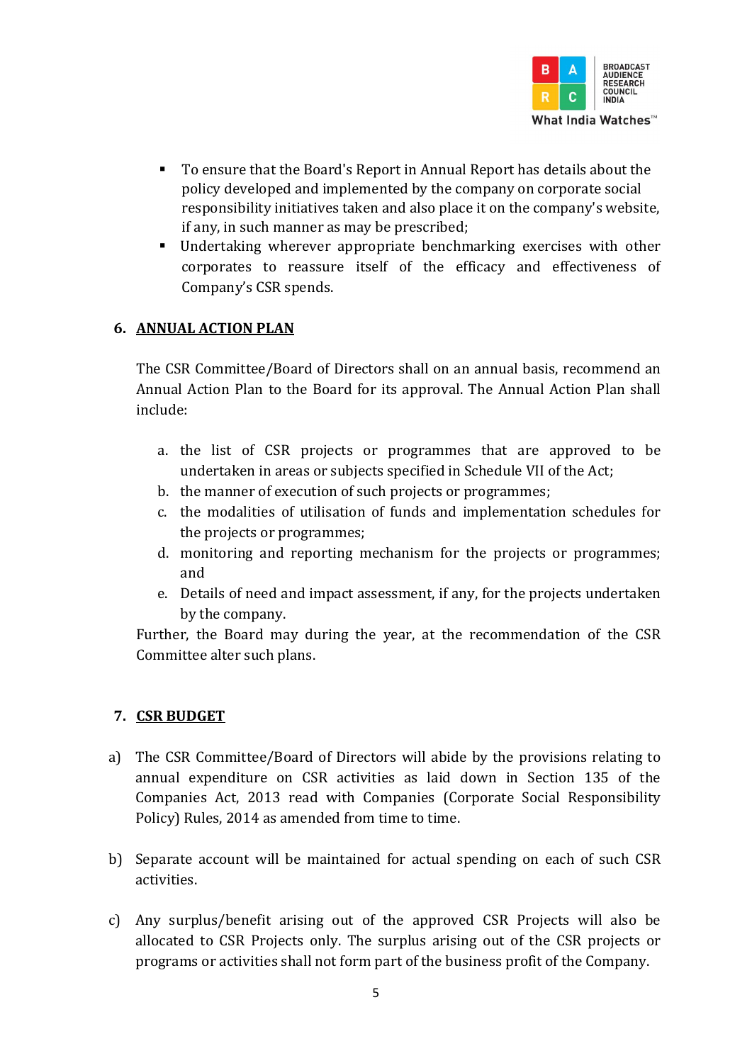- To ensure that the Board's Report in Annual Report has details about the policy developed and implemented by the company on corporate social responsibility initiatives taken and also place it on the company's website, if any, in such manner as may be prescribed;
- Undertaking wherever appropriate benchmarking exercises with other corporates to reassure itself of the efficacy and effectiveness of Company's CSR spends.

## 6. ANNUAL ACTION PLAN

The CSR Committee/Board of Directors shall on an annual basis, recommend an Annual Action Plan to the Board for its approval. The Annual Action Plan shall include:

a. the list of CSR projects or programmes that are approved to be undertaken in areas or subjects specified in Schedule VII of the Act;
b. the manner of execution of such projects or programmes;
c. the modalities of utilisation of funds and implementation schedules for the projects or programmes;
d. monitoring and reporting mechanism for the projects or programmes; and
e. Details of need and impact assessment, if any, for the projects undertaken by the company.

Further, the Board may during the year, at the recommendation of the CSR Committee alter such plans.

## 7. CSR BUDGET

a) The CSR Committee/Board of Directors will abide by the provisions relating to annual expenditure on CSR activities as laid down in Section 135 of the Companies Act, 2013 read with Companies (Corporate Social Responsibility Policy) Rules, 2014 as amended from time to time.

b) Separate account will be maintained for actual spending on each of such CSR activities.

c) Any surplus/benefit arising out of the approved CSR Projects will also be allocated to CSR Projects only. The surplus arising out of the CSR projects or programs or activities shall not form part of the business profit of the Company.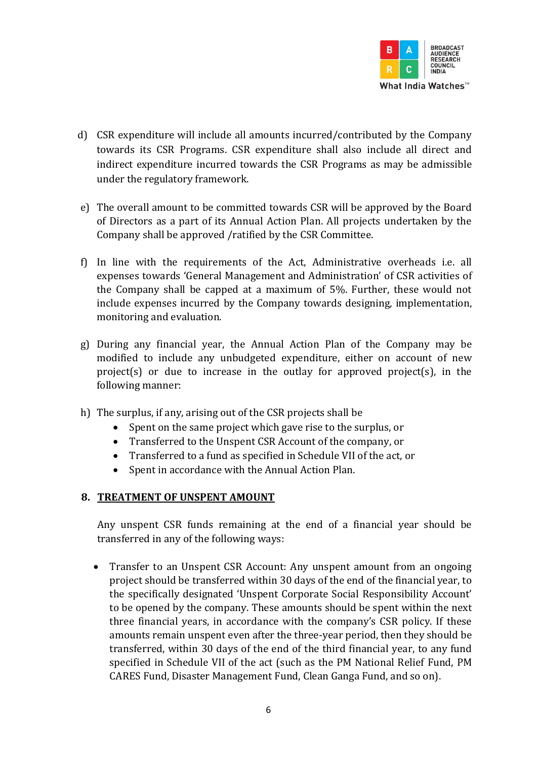d) CSR expenditure will include all amounts incurred/contributed by the Company towards its CSR Programs. CSR expenditure shall also include all direct and indirect expenditure incurred towards the CSR Programs as may be admissible under the regulatory framework.

e) The overall amount to be committed towards CSR will be approved by the Board of Directors as a part of its Annual Action Plan. All projects undertaken by the Company shall be approved /ratified by the CSR Committee.

f) In line with the requirements of the Act, Administrative overheads i.e. all expenses towards 'General Management and Administration' of CSR activities of the Company shall be capped at a maximum of 5%. Further, these would not include expenses incurred by the Company towards designing, implementation, monitoring and evaluation.

g) During any financial year, the Annual Action Plan of the Company may be modified to include any unbudgeted expenditure, either on account of new project(s) or due to increase in the outlay for approved project(s), in the following manner:

h) The surplus, if any, arising out of the CSR projects shall be
   - Spent on the same project which gave rise to the surplus, or
   - Transferred to the Unspent CSR Account of the company, or
   - Transferred to a fund as specified in Schedule VII of the act, or
   - Spent in accordance with the Annual Action Plan.

## 8. TREATMENT OF UNSPENT AMOUNT

Any unspent CSR funds remaining at the end of a financial year should be transferred in any of the following ways:

- Transfer to an Unspent CSR Account: Any unspent amount from an ongoing project should be transferred within 30 days of the end of the financial year, to the specifically designated 'Unspent Corporate Social Responsibility Account' to be opened by the company. These amounts should be spent within the next three financial years, in accordance with the company's CSR policy. If these amounts remain unspent even after the three-year period, then they should be transferred, within 30 days of the end of the third financial year, to any fund specified in Schedule VII of the act (such as the PM National Relief Fund, PM CARES Fund, Disaster Management Fund, Clean Ganga Fund, and so on).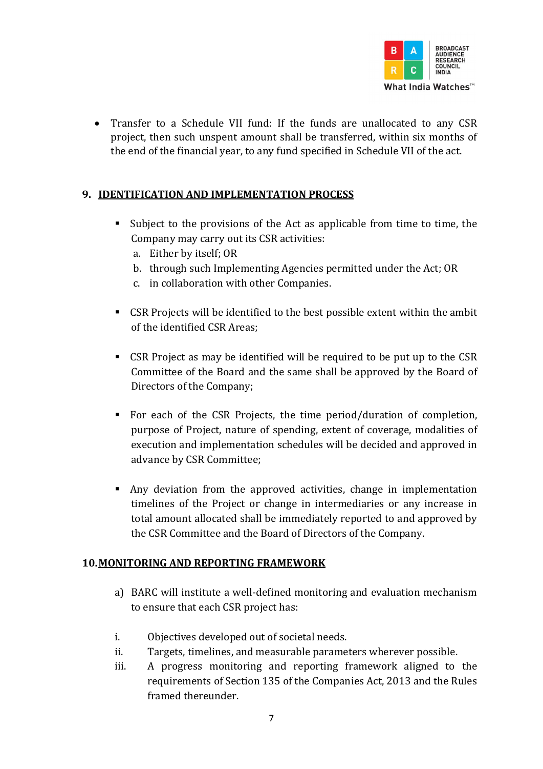- Transfer to a Schedule VII fund: If the funds are unallocated to any CSR project, then such unspent amount shall be transferred, within six months of the end of the financial year, to any fund specified in Schedule VII of the act.

## 9. IDENTIFICATION AND IMPLEMENTATION PROCESS

- Subject to the provisions of the Act as applicable from time to time, the Company may carry out its CSR activities:
  a. Either by itself; OR
  b. through such Implementing Agencies permitted under the Act; OR
  c. in collaboration with other Companies.

- CSR Projects will be identified to the best possible extent within the ambit of the identified CSR Areas;

- CSR Project as may be identified will be required to be put up to the CSR Committee of the Board and the same shall be approved by the Board of Directors of the Company;

- For each of the CSR Projects, the time period/duration of completion, purpose of Project, nature of spending, extent of coverage, modalities of execution and implementation schedules will be decided and approved in advance by CSR Committee;

- Any deviation from the approved activities, change in implementation timelines of the Project or change in intermediaries or any increase in total amount allocated shall be immediately reported to and approved by the CSR Committee and the Board of Directors of the Company.

## 10. MONITORING AND REPORTING FRAMEWORK

a) BARC will institute a well-defined monitoring and evaluation mechanism to ensure that each CSR project has:

i. Objectives developed out of societal needs.

ii. Targets, timelines, and measurable parameters wherever possible.

iii. A progress monitoring and reporting framework aligned to the requirements of Section 135 of the Companies Act, 2013 and the Rules framed thereunder.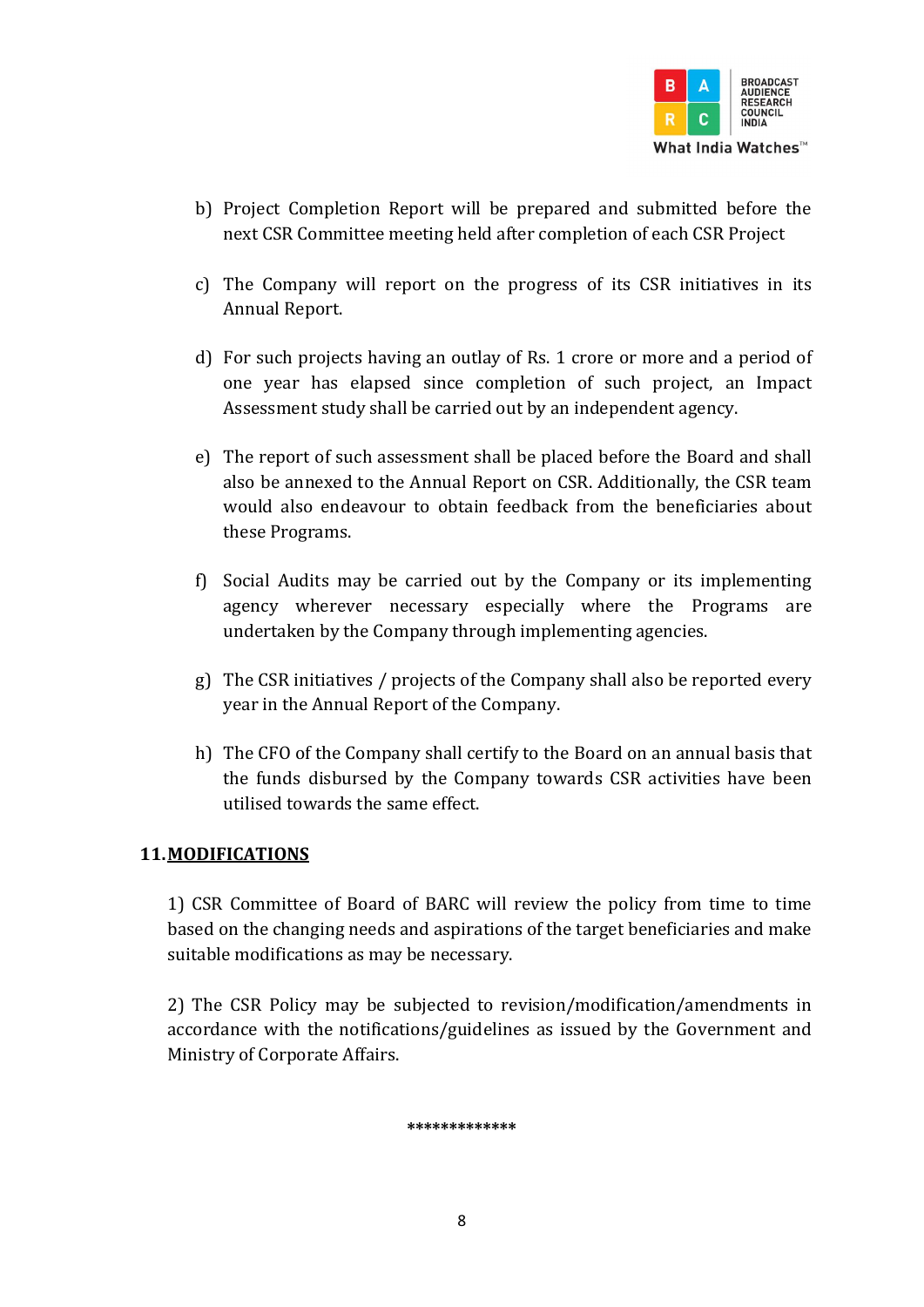b) Project Completion Report will be prepared and submitted before the next CSR Committee meeting held after completion of each CSR Project

c) The Company will report on the progress of its CSR initiatives in its Annual Report.

d) For such projects having an outlay of Rs. 1 crore or more and a period of one year has elapsed since completion of such project, an Impact Assessment study shall be carried out by an independent agency.

e) The report of such assessment shall be placed before the Board and shall also be annexed to the Annual Report on CSR. Additionally, the CSR team would also endeavour to obtain feedback from the beneficiaries about these Programs.

f) Social Audits may be carried out by the Company or its implementing agency wherever necessary especially where the Programs are undertaken by the Company through implementing agencies.

g) The CSR initiatives / projects of the Company shall also be reported every year in the Annual Report of the Company.

h) The CFO of the Company shall certify to the Board on an annual basis that the funds disbursed by the Company towards CSR activities have been utilised towards the same effect.

## 11. MODIFICATIONS

1) CSR Committee of Board of BARC will review the policy from time to time based on the changing needs and aspirations of the target beneficiaries and make suitable modifications as may be necessary.

2) The CSR Policy may be subjected to revision/modification/amendments in accordance with the notifications/guidelines as issued by the Government and Ministry of Corporate Affairs.

*************